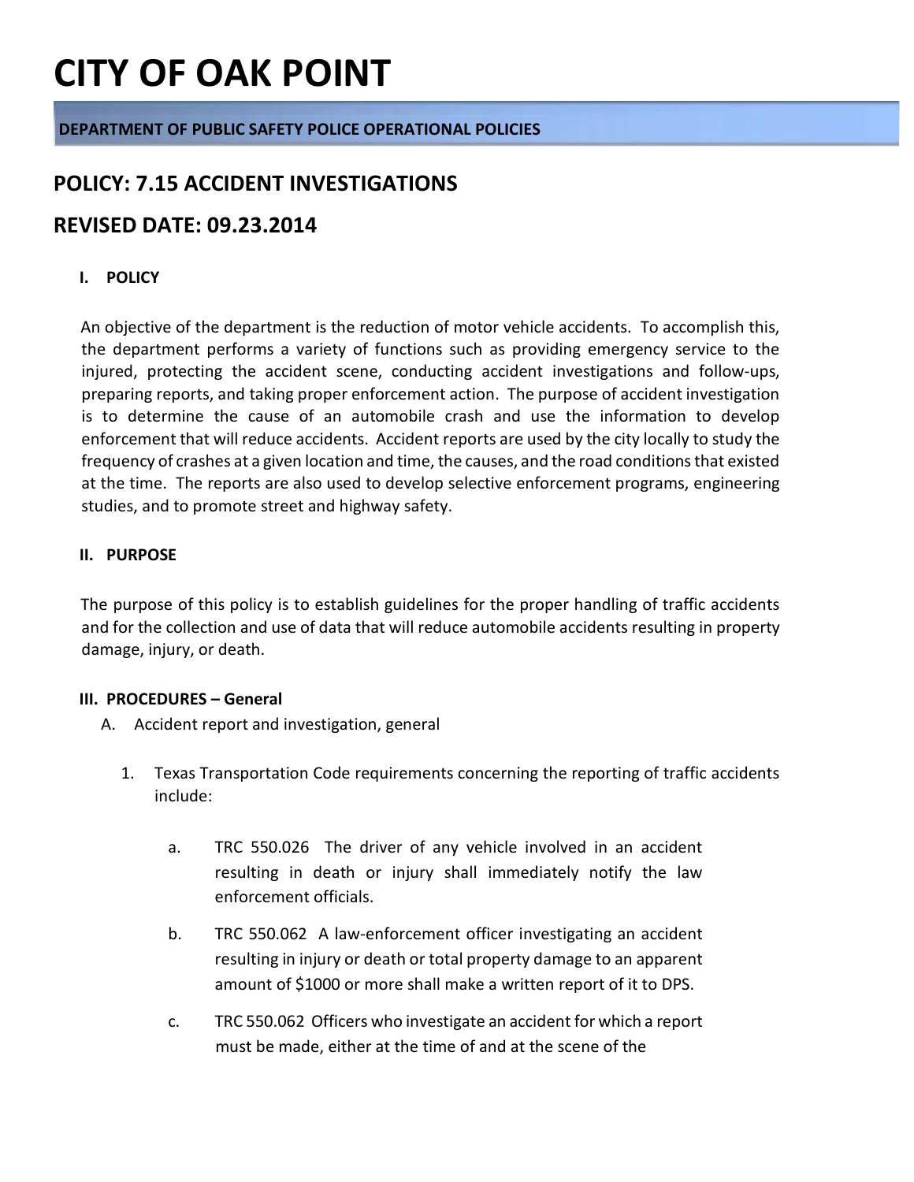# CITY OF OAK POINT

**DEPARTMENT OF PUBLIC SAFETY POLICE OPERATIONAL POLICIES**

## POLICY: 7.15 ACCIDENT INVESTIGATIONS

## REVISED DATE: 09.23.2014

### I. POLICY

An objective of the department is the reduction of motor vehicle accidents. To accomplish this, the department performs a variety of functions such as providing emergency service to the injured, protecting the accident scene, conducting accident investigations and follow-ups, preparing reports, and taking proper enforcement action. The purpose of accident investigation is to determine the cause of an automobile crash and use the information to develop enforcement that will reduce accidents. Accident reports are used by the city locally to study the frequency of crashes at a given location and time, the causes, and the road conditions that existed at the time. The reports are also used to develop selective enforcement programs, engineering studies, and to promote street and highway safety.

### II. PURPOSE

The purpose of this policy is to establish guidelines for the proper handling of traffic accidents and for the collection and use of data that will reduce automobile accidents resulting in property damage, injury, or death.

### III. PROCEDURES – General

A. Accident report and investigation, general

1. Texas Transportation Code requirements concerning the reporting of traffic accidents include:

   a. TRC 550.026 The driver of any vehicle involved in an accident resulting in death or injury shall immediately notify the law enforcement officials.

   b. TRC 550.062 A law-enforcement officer investigating an accident resulting in injury or death or total property damage to an apparent amount of $1000 or more shall make a written report of it to DPS.

   c. TRC 550.062 Officers who investigate an accident for which a report must be made, either at the time of and at the scene of the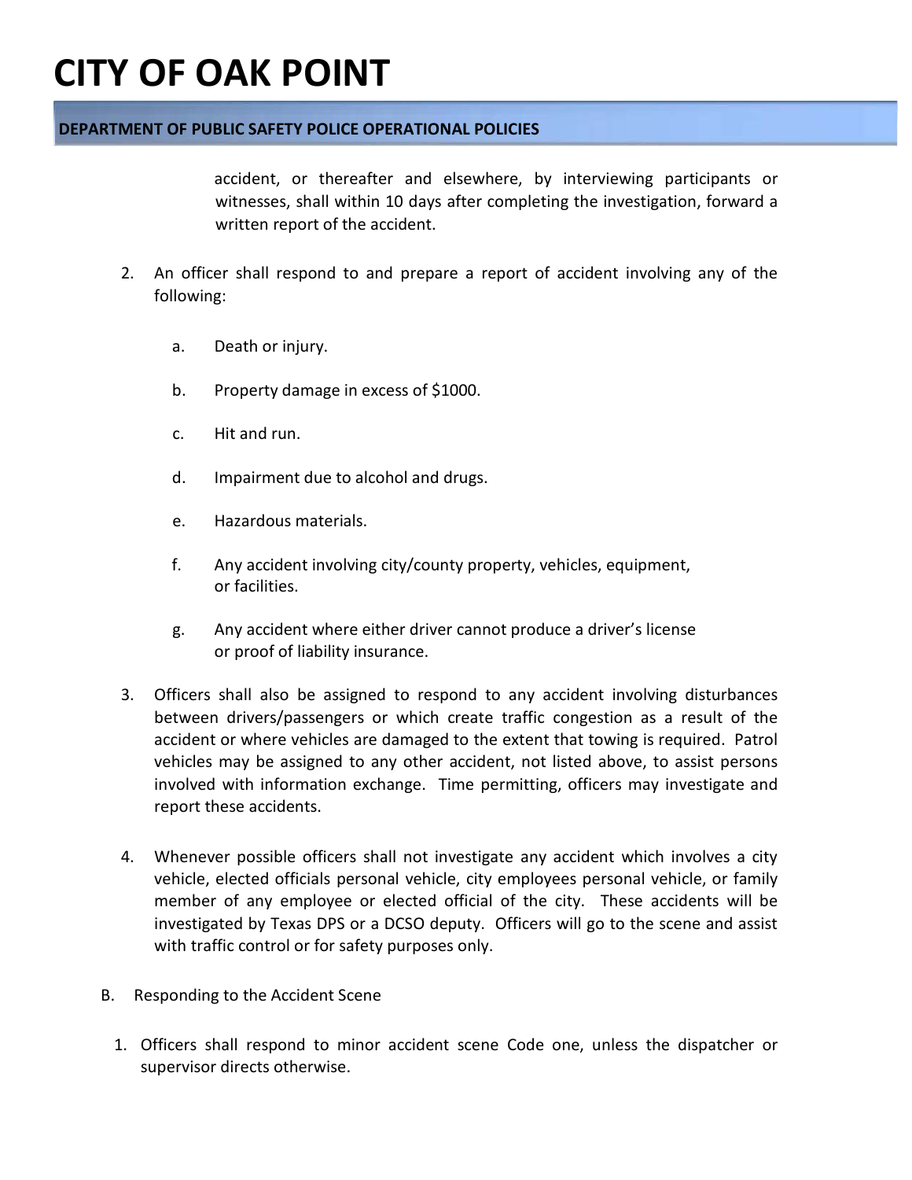accident, or thereafter and elsewhere, by interviewing participants or witnesses, shall within 10 days after completing the investigation, forward a written report of the accident.

2. An officer shall respond to and prepare a report of accident involving any of the following:

   a. Death or injury.

   b. Property damage in excess of $1000.

   c. Hit and run.

   d. Impairment due to alcohol and drugs.

   e. Hazardous materials.

   f. Any accident involving city/county property, vehicles, equipment, or facilities.

   g. Any accident where either driver cannot produce a driver's license or proof of liability insurance.

3. Officers shall also be assigned to respond to any accident involving disturbances between drivers/passengers or which create traffic congestion as a result of the accident or where vehicles are damaged to the extent that towing is required. Patrol vehicles may be assigned to any other accident, not listed above, to assist persons involved with information exchange. Time permitting, officers may investigate and report these accidents.

4. Whenever possible officers shall not investigate any accident which involves a city vehicle, elected officials personal vehicle, city employees personal vehicle, or family member of any employee or elected official of the city. These accidents will be investigated by Texas DPS or a DCSO deputy. Officers will go to the scene and assist with traffic control or for safety purposes only.

B. Responding to the Accident Scene

1. Officers shall respond to minor accident scene Code one, unless the dispatcher or supervisor directs otherwise.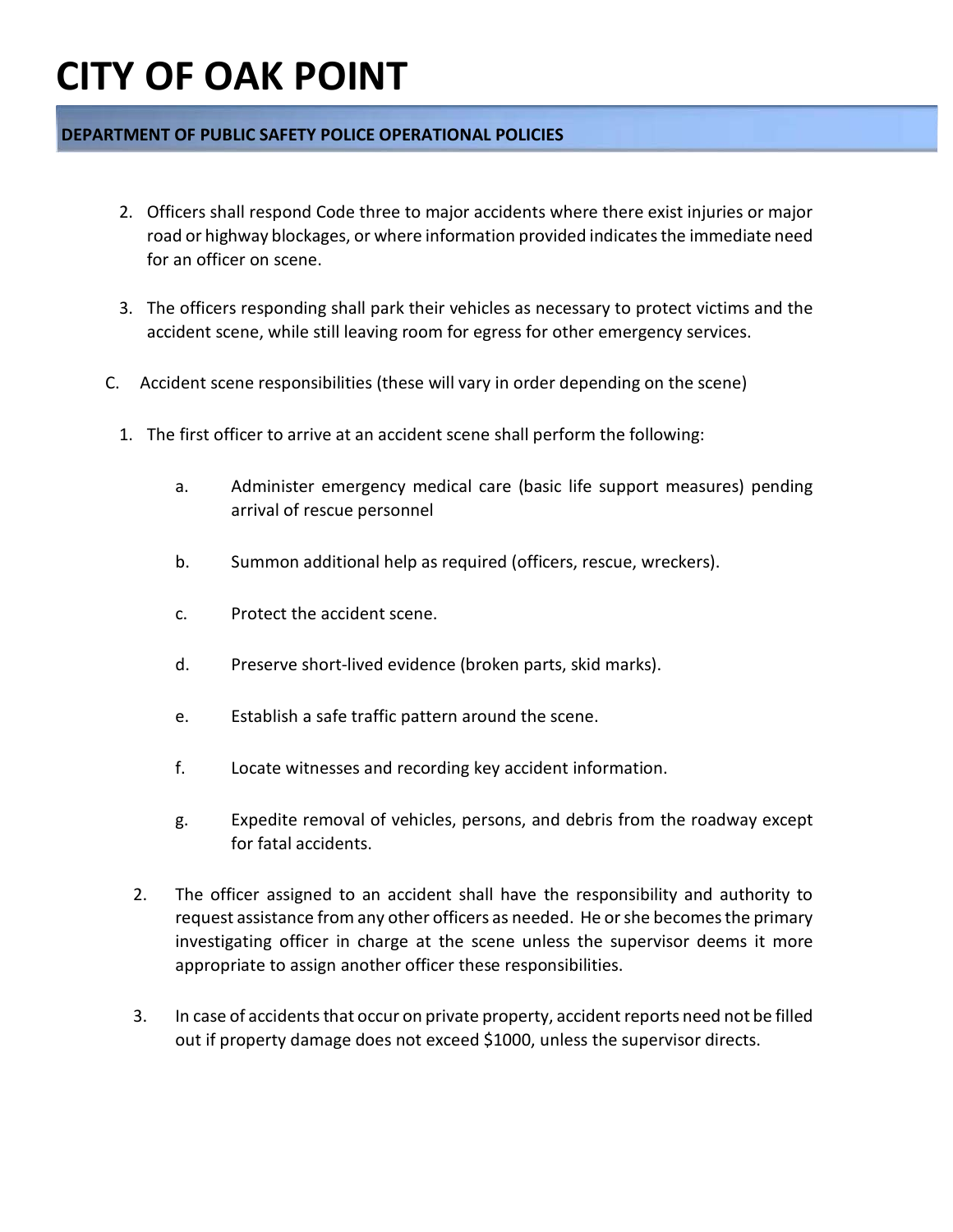2. Officers shall respond Code three to major accidents where there exist injuries or major road or highway blockages, or where information provided indicates the immediate need for an officer on scene.

3. The officers responding shall park their vehicles as necessary to protect victims and the accident scene, while still leaving room for egress for other emergency services.

C. Accident scene responsibilities (these will vary in order depending on the scene)

1. The first officer to arrive at an accident scene shall perform the following:

   a. Administer emergency medical care (basic life support measures) pending arrival of rescue personnel

   b. Summon additional help as required (officers, rescue, wreckers).

   c. Protect the accident scene.

   d. Preserve short-lived evidence (broken parts, skid marks).

   e. Establish a safe traffic pattern around the scene.

   f. Locate witnesses and recording key accident information.

   g. Expedite removal of vehicles, persons, and debris from the roadway except for fatal accidents.

2. The officer assigned to an accident shall have the responsibility and authority to request assistance from any other officers as needed. He or she becomes the primary investigating officer in charge at the scene unless the supervisor deems it more appropriate to assign another officer these responsibilities.

3. In case of accidents that occur on private property, accident reports need not be filled out if property damage does not exceed $1000, unless the supervisor directs.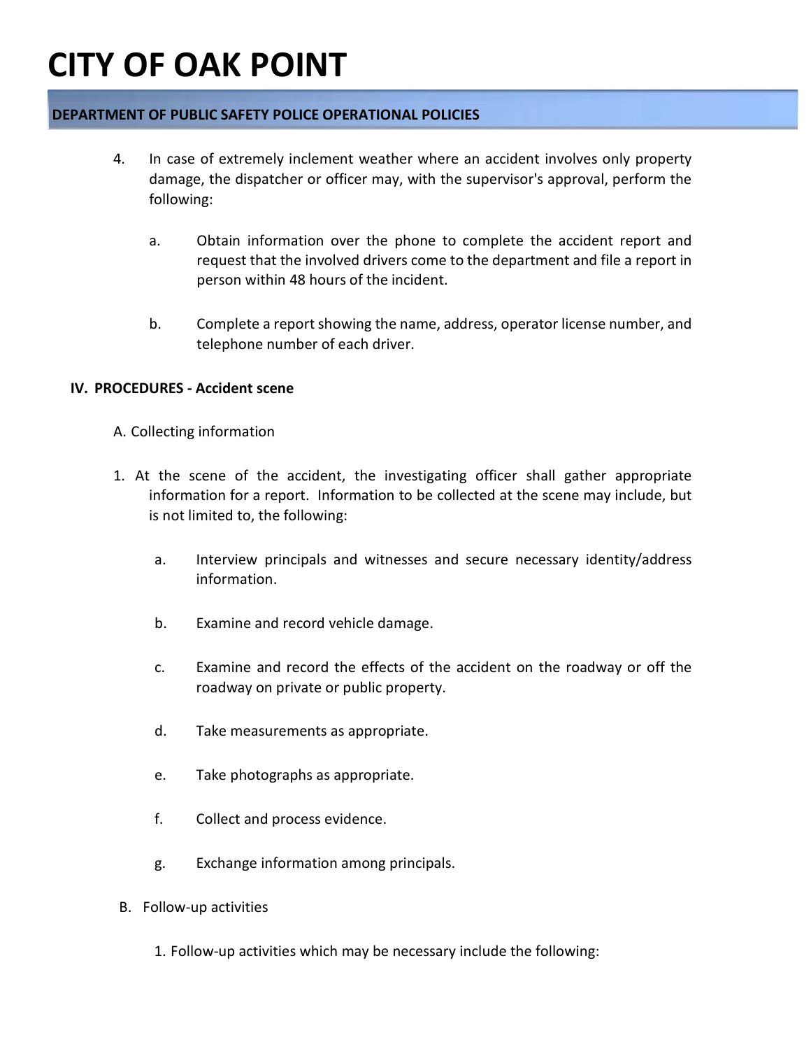4. In case of extremely inclement weather where an accident involves only property damage, the dispatcher or officer may, with the supervisor's approval, perform the following:

   a. Obtain information over the phone to complete the accident report and request that the involved drivers come to the department and file a report in person within 48 hours of the incident.

   b. Complete a report showing the name, address, operator license number, and telephone number of each driver.

**IV. PROCEDURES - Accident scene**

A. Collecting information

1. At the scene of the accident, the investigating officer shall gather appropriate information for a report. Information to be collected at the scene may include, but is not limited to, the following:

   a. Interview principals and witnesses and secure necessary identity/address information.

   b. Examine and record vehicle damage.

   c. Examine and record the effects of the accident on the roadway or off the roadway on private or public property.

   d. Take measurements as appropriate.

   e. Take photographs as appropriate.

   f. Collect and process evidence.

   g. Exchange information among principals.

B. Follow-up activities

1. Follow-up activities which may be necessary include the following: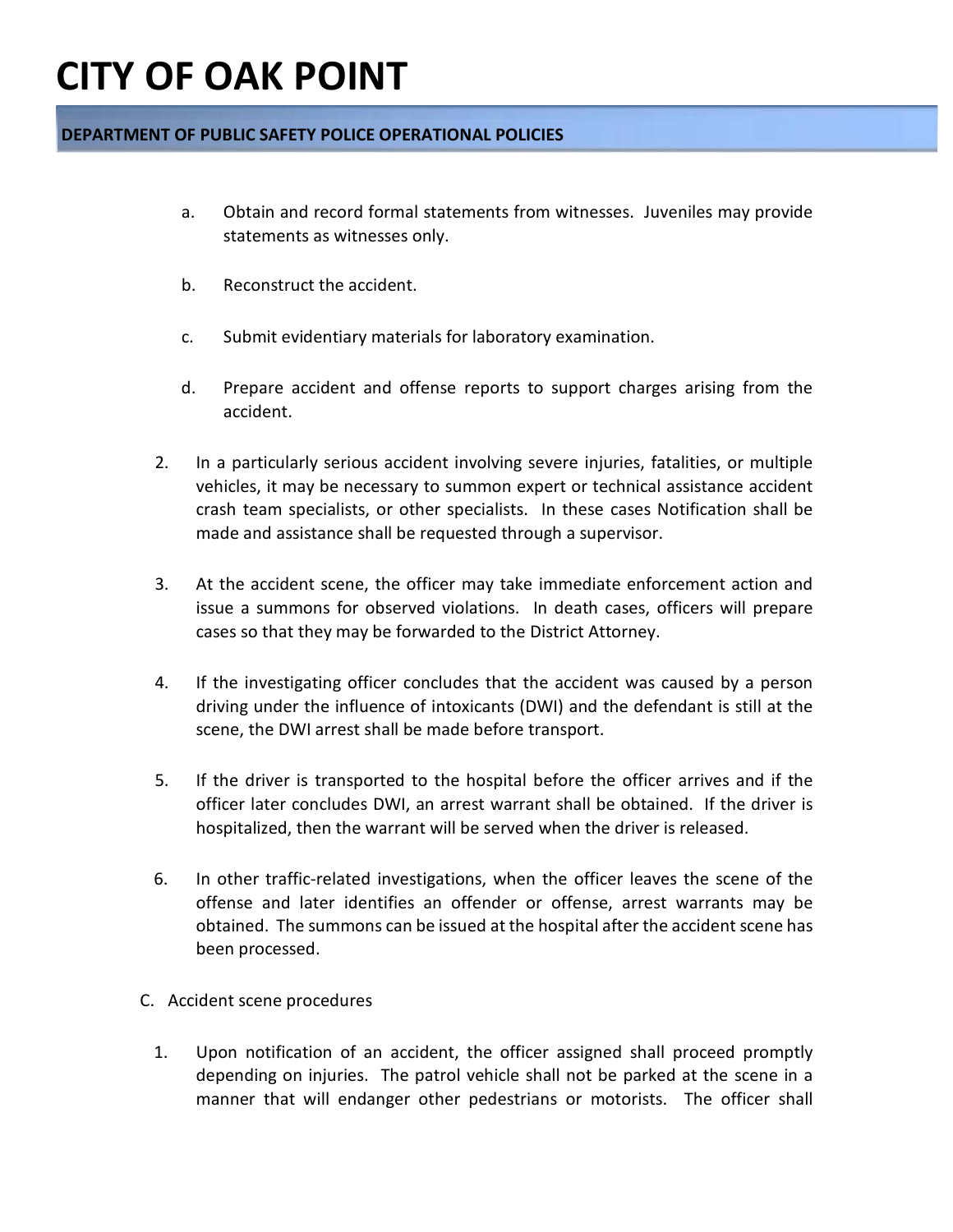a. Obtain and record formal statements from witnesses. Juveniles may provide statements as witnesses only.

b. Reconstruct the accident.

c. Submit evidentiary materials for laboratory examination.

d. Prepare accident and offense reports to support charges arising from the accident.

2. In a particularly serious accident involving severe injuries, fatalities, or multiple vehicles, it may be necessary to summon expert or technical assistance accident crash team specialists, or other specialists. In these cases Notification shall be made and assistance shall be requested through a supervisor.

3. At the accident scene, the officer may take immediate enforcement action and issue a summons for observed violations. In death cases, officers will prepare cases so that they may be forwarded to the District Attorney.

4. If the investigating officer concludes that the accident was caused by a person driving under the influence of intoxicants (DWI) and the defendant is still at the scene, the DWI arrest shall be made before transport.

5. If the driver is transported to the hospital before the officer arrives and if the officer later concludes DWI, an arrest warrant shall be obtained. If the driver is hospitalized, then the warrant will be served when the driver is released.

6. In other traffic-related investigations, when the officer leaves the scene of the offense and later identifies an offender or offense, arrest warrants may be obtained. The summons can be issued at the hospital after the accident scene has been processed.

C. Accident scene procedures

1. Upon notification of an accident, the officer assigned shall proceed promptly depending on injuries. The patrol vehicle shall not be parked at the scene in a manner that will endanger other pedestrians or motorists. The officer shall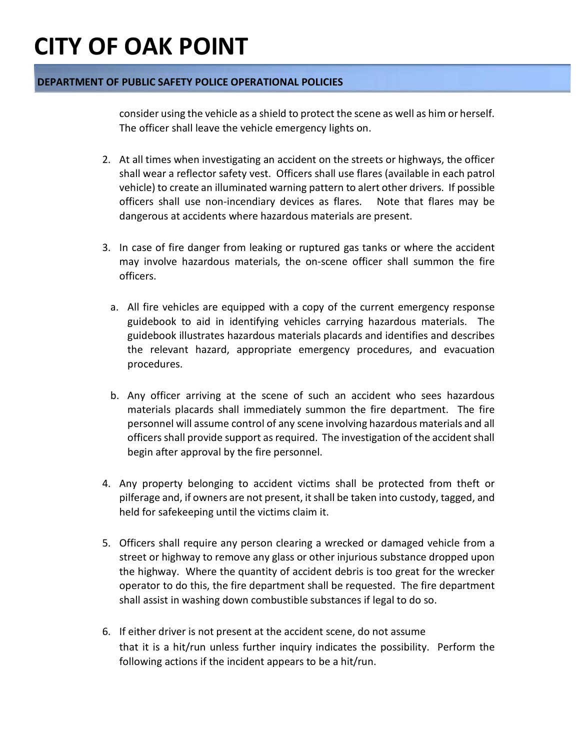consider using the vehicle as a shield to protect the scene as well as him or herself. The officer shall leave the vehicle emergency lights on.

2. At all times when investigating an accident on the streets or highways, the officer shall wear a reflector safety vest. Officers shall use flares (available in each patrol vehicle) to create an illuminated warning pattern to alert other drivers. If possible officers shall use non-incendiary devices as flares. Note that flares may be dangerous at accidents where hazardous materials are present.

3. In case of fire danger from leaking or ruptured gas tanks or where the accident may involve hazardous materials, the on-scene officer shall summon the fire officers.

   a. All fire vehicles are equipped with a copy of the current emergency response guidebook to aid in identifying vehicles carrying hazardous materials. The guidebook illustrates hazardous materials placards and identifies and describes the relevant hazard, appropriate emergency procedures, and evacuation procedures.

   b. Any officer arriving at the scene of such an accident who sees hazardous materials placards shall immediately summon the fire department. The fire personnel will assume control of any scene involving hazardous materials and all officers shall provide support as required. The investigation of the accident shall begin after approval by the fire personnel.

4. Any property belonging to accident victims shall be protected from theft or pilferage and, if owners are not present, it shall be taken into custody, tagged, and held for safekeeping until the victims claim it.

5. Officers shall require any person clearing a wrecked or damaged vehicle from a street or highway to remove any glass or other injurious substance dropped upon the highway. Where the quantity of accident debris is too great for the wrecker operator to do this, the fire department shall be requested. The fire department shall assist in washing down combustible substances if legal to do so.

6. If either driver is not present at the accident scene, do not assume that it is a hit/run unless further inquiry indicates the possibility. Perform the following actions if the incident appears to be a hit/run.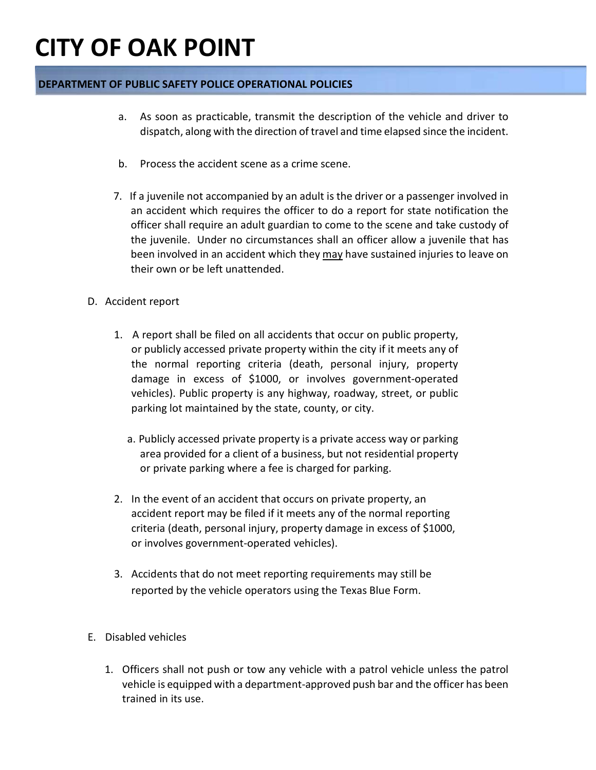a. As soon as practicable, transmit the description of the vehicle and driver to dispatch, along with the direction of travel and time elapsed since the incident.

b. Process the accident scene as a crime scene.

7. If a juvenile not accompanied by an adult is the driver or a passenger involved in an accident which requires the officer to do a report for state notification the officer shall require an adult guardian to come to the scene and take custody of the juvenile. Under no circumstances shall an officer allow a juvenile that has been involved in an accident which they <u>may</u> have sustained injuries to leave on their own or be left unattended.

D. Accident report

1. A report shall be filed on all accidents that occur on public property, or publicly accessed private property within the city if it meets any of the normal reporting criteria (death, personal injury, property damage in excess of $1000, or involves government-operated vehicles). Public property is any highway, roadway, street, or public parking lot maintained by the state, county, or city.

   a. Publicly accessed private property is a private access way or parking area provided for a client of a business, but not residential property or private parking where a fee is charged for parking.

2. In the event of an accident that occurs on private property, an accident report may be filed if it meets any of the normal reporting criteria (death, personal injury, property damage in excess of $1000, or involves government-operated vehicles).

3. Accidents that do not meet reporting requirements may still be reported by the vehicle operators using the Texas Blue Form.

E. Disabled vehicles

1. Officers shall not push or tow any vehicle with a patrol vehicle unless the patrol vehicle is equipped with a department-approved push bar and the officer has been trained in its use.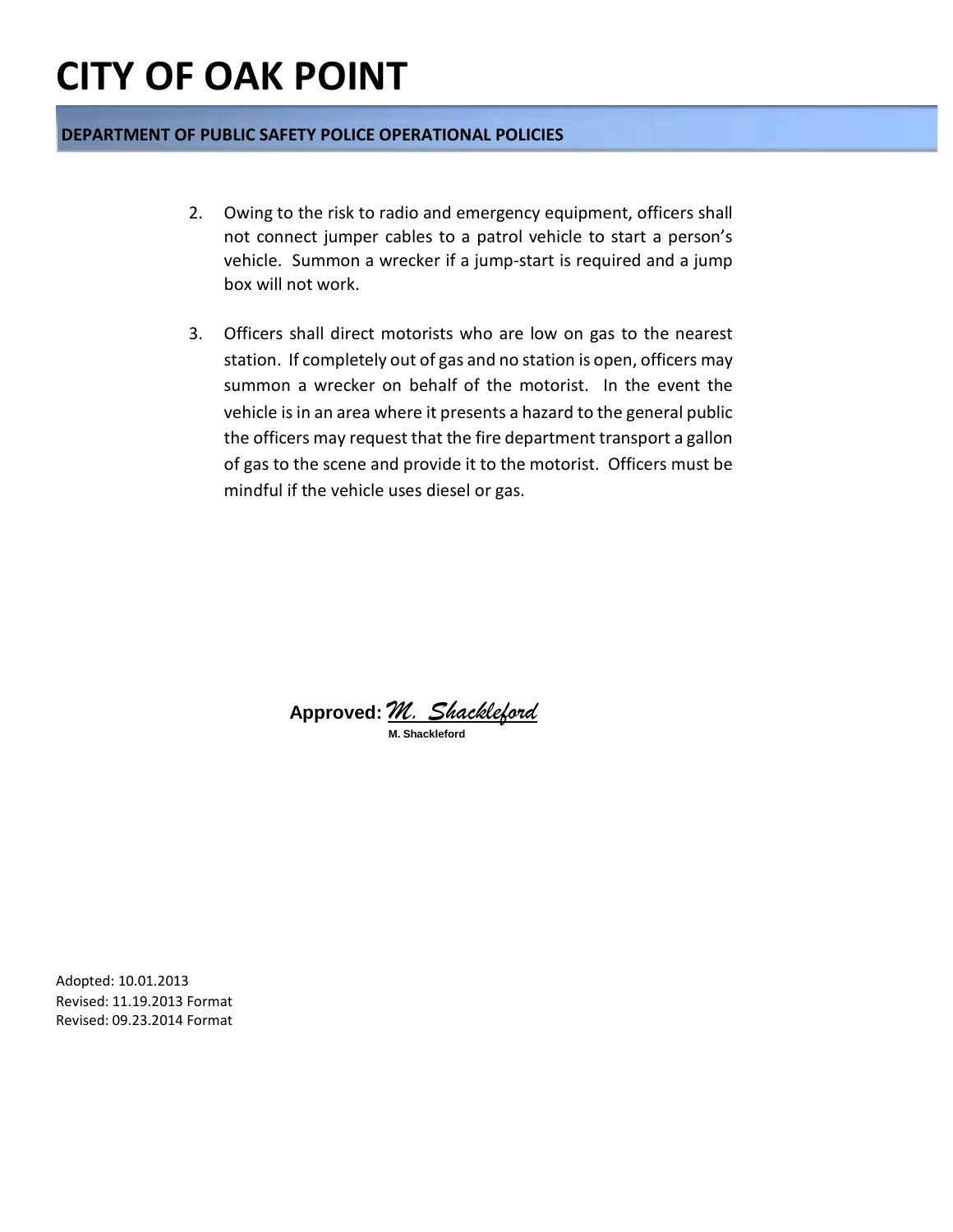2. Owing to the risk to radio and emergency equipment, officers shall not connect jumper cables to a patrol vehicle to start a person's vehicle. Summon a wrecker if a jump-start is required and a jump box will not work.

3. Officers shall direct motorists who are low on gas to the nearest station. If completely out of gas and no station is open, officers may summon a wrecker on behalf of the motorist. In the event the vehicle is in an area where it presents a hazard to the general public the officers may request that the fire department transport a gallon of gas to the scene and provide it to the motorist. Officers must be mindful if the vehicle uses diesel or gas.

**Approved:** *M. Shackleford*
M. Shackleford

Adopted: 10.01.2013
Revised: 11.19.2013 Format
Revised: 09.23.2014 Format